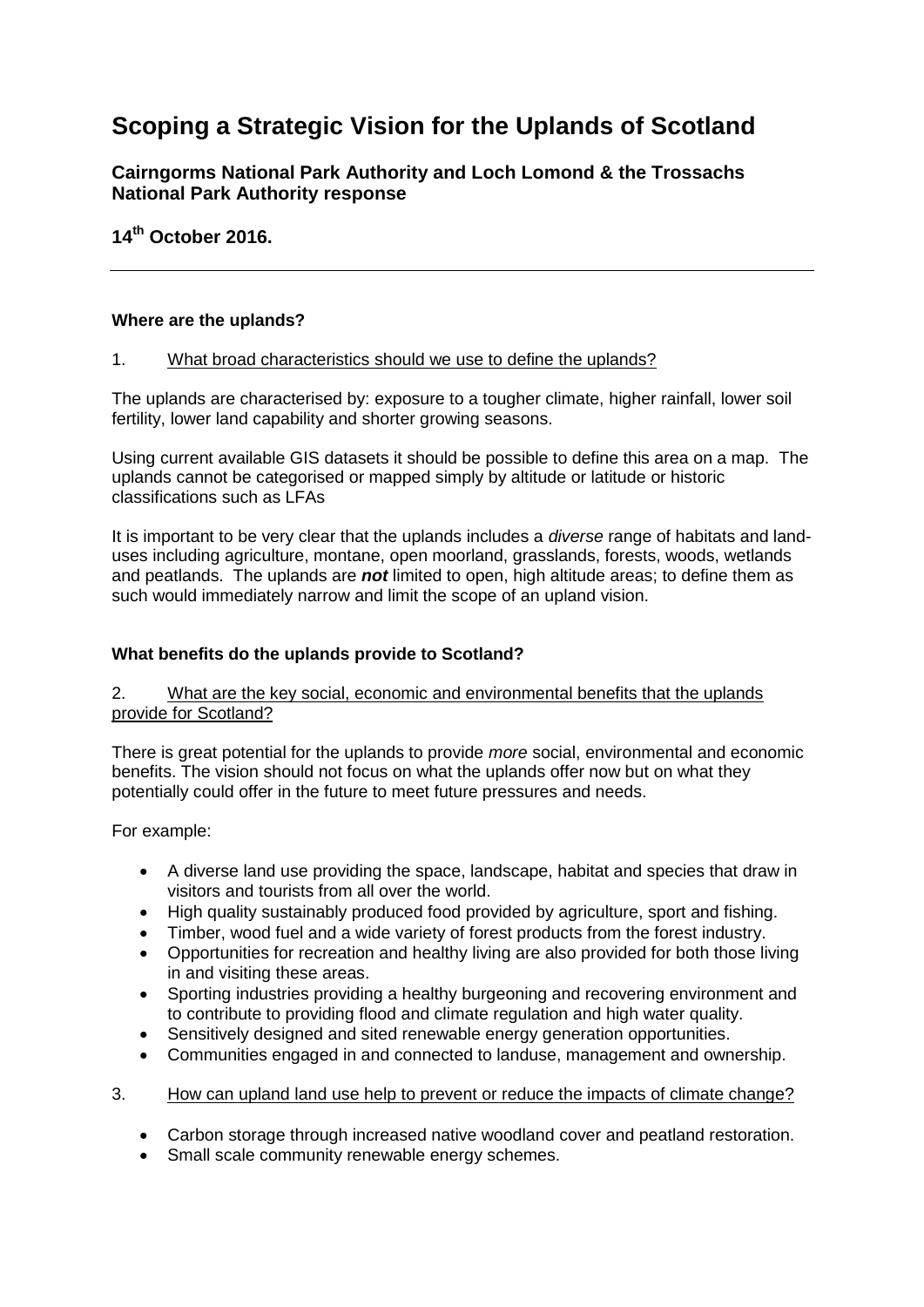# Scoping a Strategic Vision for the Uplands of Scotland

## Cairngorms National Park Authority and Loch Lomond & the Trossachs National Park Authority response

## 14th October 2016.

---

### Where are the uplands?

1. What broad characteristics should we use to define the uplands?

The uplands are characterised by: exposure to a tougher climate, higher rainfall, lower soil fertility, lower land capability and shorter growing seasons.

Using current available GIS datasets it should be possible to define this area on a map. The uplands cannot be categorised or mapped simply by altitude or latitude or historic classifications such as LFAs

It is important to be very clear that the uplands includes a *diverse* range of habitats and land-uses including agriculture, montane, open moorland, grasslands, forests, woods, wetlands and peatlands. The uplands are ***not*** limited to open, high altitude areas; to define them as such would immediately narrow and limit the scope of an upland vision.

### What benefits do the uplands provide to Scotland?

2. What are the key social, economic and environmental benefits that the uplands provide for Scotland?

There is great potential for the uplands to provide *more* social, environmental and economic benefits. The vision should not focus on what the uplands offer now but on what they potentially could offer in the future to meet future pressures and needs.

For example:

- A diverse land use providing the space, landscape, habitat and species that draw in visitors and tourists from all over the world.
- High quality sustainably produced food provided by agriculture, sport and fishing.
- Timber, wood fuel and a wide variety of forest products from the forest industry.
- Opportunities for recreation and healthy living are also provided for both those living in and visiting these areas.
- Sporting industries providing a healthy burgeoning and recovering environment and to contribute to providing flood and climate regulation and high water quality.
- Sensitively designed and sited renewable energy generation opportunities.
- Communities engaged in and connected to landuse, management and ownership.

3. How can upland land use help to prevent or reduce the impacts of climate change?

- Carbon storage through increased native woodland cover and peatland restoration.
- Small scale community renewable energy schemes.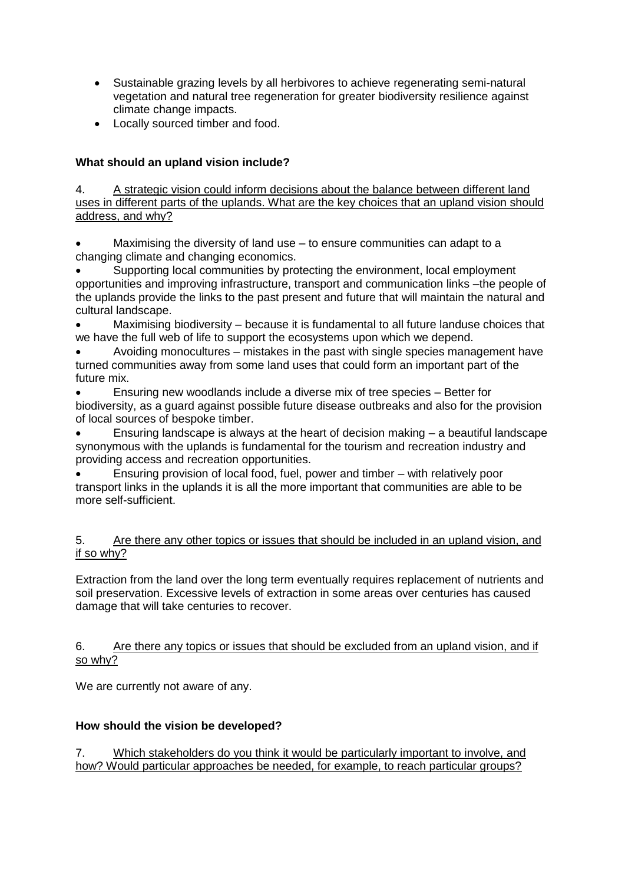- Sustainable grazing levels by all herbivores to achieve regenerating semi-natural vegetation and natural tree regeneration for greater biodiversity resilience against climate change impacts.
- Locally sourced timber and food.

**What should an upland vision include?**

4. A strategic vision could inform decisions about the balance between different land uses in different parts of the uplands. What are the key choices that an upland vision should address, and why?

- Maximising the diversity of land use – to ensure communities can adapt to a changing climate and changing economics.
- Supporting local communities by protecting the environment, local employment opportunities and improving infrastructure, transport and communication links –the people of the uplands provide the links to the past present and future that will maintain the natural and cultural landscape.
- Maximising biodiversity – because it is fundamental to all future landuse choices that we have the full web of life to support the ecosystems upon which we depend.
- Avoiding monocultures – mistakes in the past with single species management have turned communities away from some land uses that could form an important part of the future mix.
- Ensuring new woodlands include a diverse mix of tree species – Better for biodiversity, as a guard against possible future disease outbreaks and also for the provision of local sources of bespoke timber.
- Ensuring landscape is always at the heart of decision making – a beautiful landscape synonymous with the uplands is fundamental for the tourism and recreation industry and providing access and recreation opportunities.
- Ensuring provision of local food, fuel, power and timber – with relatively poor transport links in the uplands it is all the more important that communities are able to be more self-sufficient.

5. Are there any other topics or issues that should be included in an upland vision, and if so why?

Extraction from the land over the long term eventually requires replacement of nutrients and soil preservation. Excessive levels of extraction in some areas over centuries has caused damage that will take centuries to recover.

6. Are there any topics or issues that should be excluded from an upland vision, and if so why?

We are currently not aware of any.

**How should the vision be developed?**

7. Which stakeholders do you think it would be particularly important to involve, and how? Would particular approaches be needed, for example, to reach particular groups?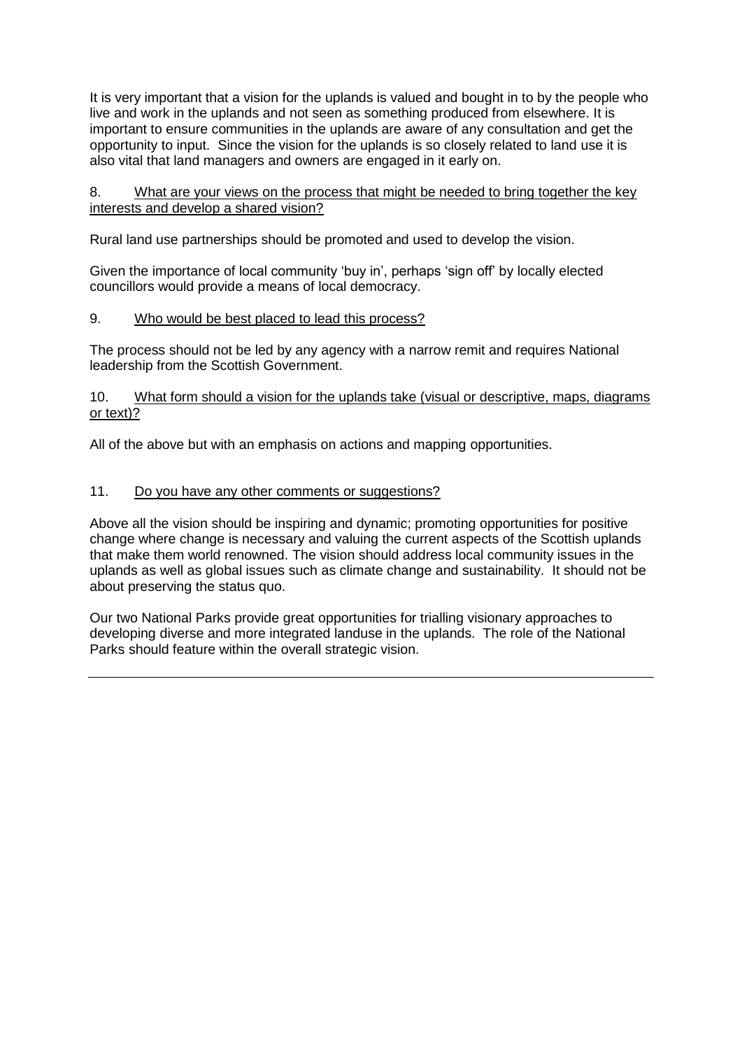It is very important that a vision for the uplands is valued and bought in to by the people who live and work in the uplands and not seen as something produced from elsewhere. It is important to ensure communities in the uplands are aware of any consultation and get the opportunity to input. Since the vision for the uplands is so closely related to land use it is also vital that land managers and owners are engaged in it early on.

8. What are your views on the process that might be needed to bring together the key interests and develop a shared vision?

Rural land use partnerships should be promoted and used to develop the vision.

Given the importance of local community 'buy in', perhaps 'sign off' by locally elected councillors would provide a means of local democracy.

9. Who would be best placed to lead this process?

The process should not be led by any agency with a narrow remit and requires National leadership from the Scottish Government.

10. What form should a vision for the uplands take (visual or descriptive, maps, diagrams or text)?

All of the above but with an emphasis on actions and mapping opportunities.

11. Do you have any other comments or suggestions?

Above all the vision should be inspiring and dynamic; promoting opportunities for positive change where change is necessary and valuing the current aspects of the Scottish uplands that make them world renowned. The vision should address local community issues in the uplands as well as global issues such as climate change and sustainability. It should not be about preserving the status quo.

Our two National Parks provide great opportunities for trialling visionary approaches to developing diverse and more integrated landuse in the uplands. The role of the National Parks should feature within the overall strategic vision.

---